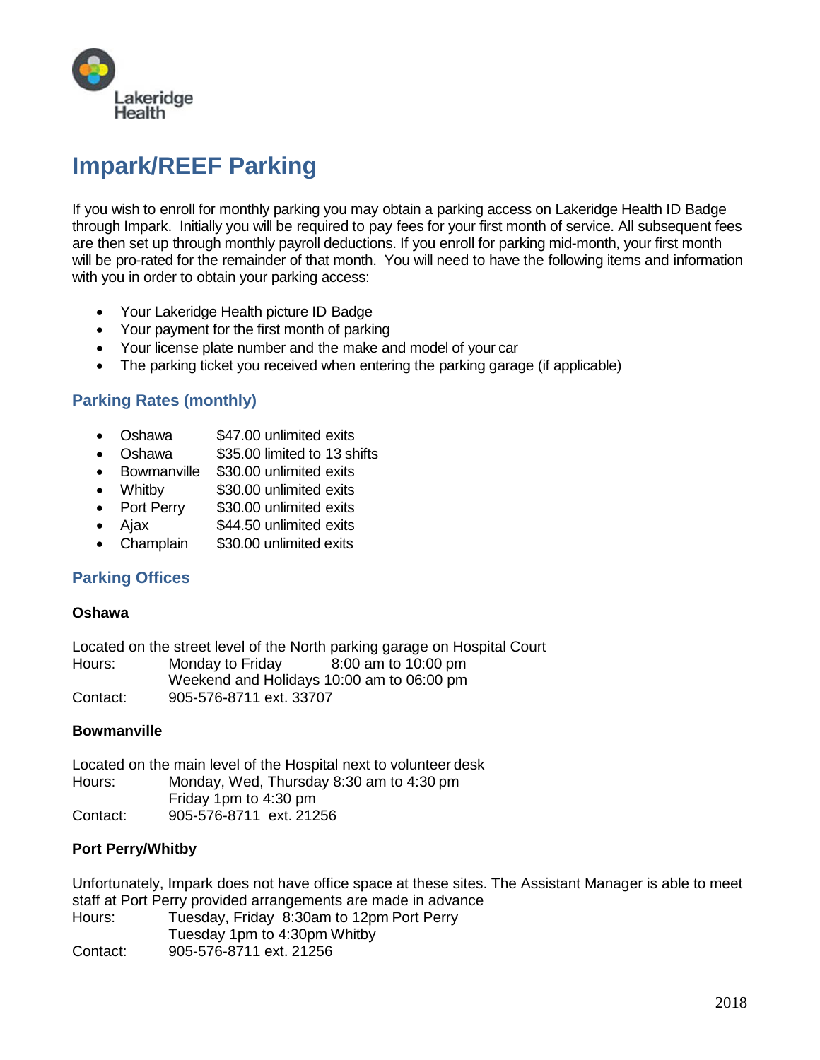Lakeridge Health

# Impark/REEF Parking

If you wish to enroll for monthly parking you may obtain a parking access on Lakeridge Health ID Badge through Impark. Initially you will be required to pay fees for your first month of service. All subsequent fees are then set up through monthly payroll deductions. If you enroll for parking mid-month, your first month will be pro-rated for the remainder of that month. You will need to have the following items and information with you in order to obtain your parking access:

- Your Lakeridge Health picture ID Badge
- Your payment for the first month of parking
- Your license plate number and the make and model of your car
- The parking ticket you received when entering the parking garage (if applicable)

## Parking Rates (monthly)

- Oshawa $47.00 unlimited exits
- Oshawa $35.00 limited to 13 shifts
- Bowmanville $30.00 unlimited exits
- Whitby $30.00 unlimited exits
- Port Perry $30.00 unlimited exits
- Ajax $44.50 unlimited exits
- Champlain $30.00 unlimited exits

## Parking Offices

**Oshawa**

Located on the street level of the North parking garage on Hospital Court
Hours: Monday to Friday 8:00 am to 10:00 pm
Weekend and Holidays 10:00 am to 06:00 pm
Contact: 905-576-8711 ext. 33707

**Bowmanville**

Located on the main level of the Hospital next to volunteer desk
Hours: Monday, Wed, Thursday 8:30 am to 4:30 pm
Friday 1pm to 4:30 pm
Contact: 905-576-8711 ext. 21256

**Port Perry/Whitby**

Unfortunately, Impark does not have office space at these sites. The Assistant Manager is able to meet staff at Port Perry provided arrangements are made in advance
Hours: Tuesday, Friday 8:30am to 12pm Port Perry
Tuesday 1pm to 4:30pm Whitby
Contact: 905-576-8711 ext. 21256

2018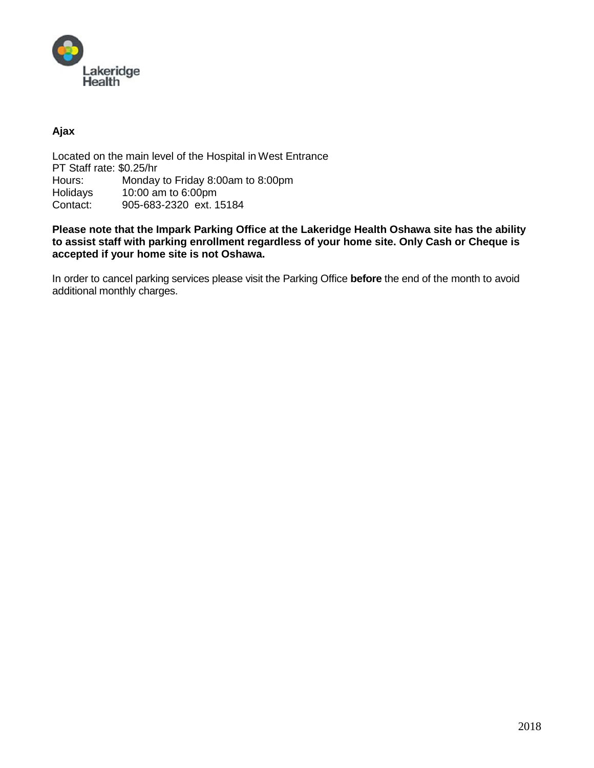**Ajax**

Located on the main level of the Hospital in West Entrance
PT Staff rate: $0.25/hr
Hours: Monday to Friday 8:00am to 8:00pm
Holidays 10:00 am to 6:00pm
Contact: 905-683-2320 ext. 15184

**Please note that the Impark Parking Office at the Lakeridge Health Oshawa site has the ability to assist staff with parking enrollment regardless of your home site. Only Cash or Cheque is accepted if your home site is not Oshawa.**

In order to cancel parking services please visit the Parking Office **before** the end of the month to avoid additional monthly charges.

2018